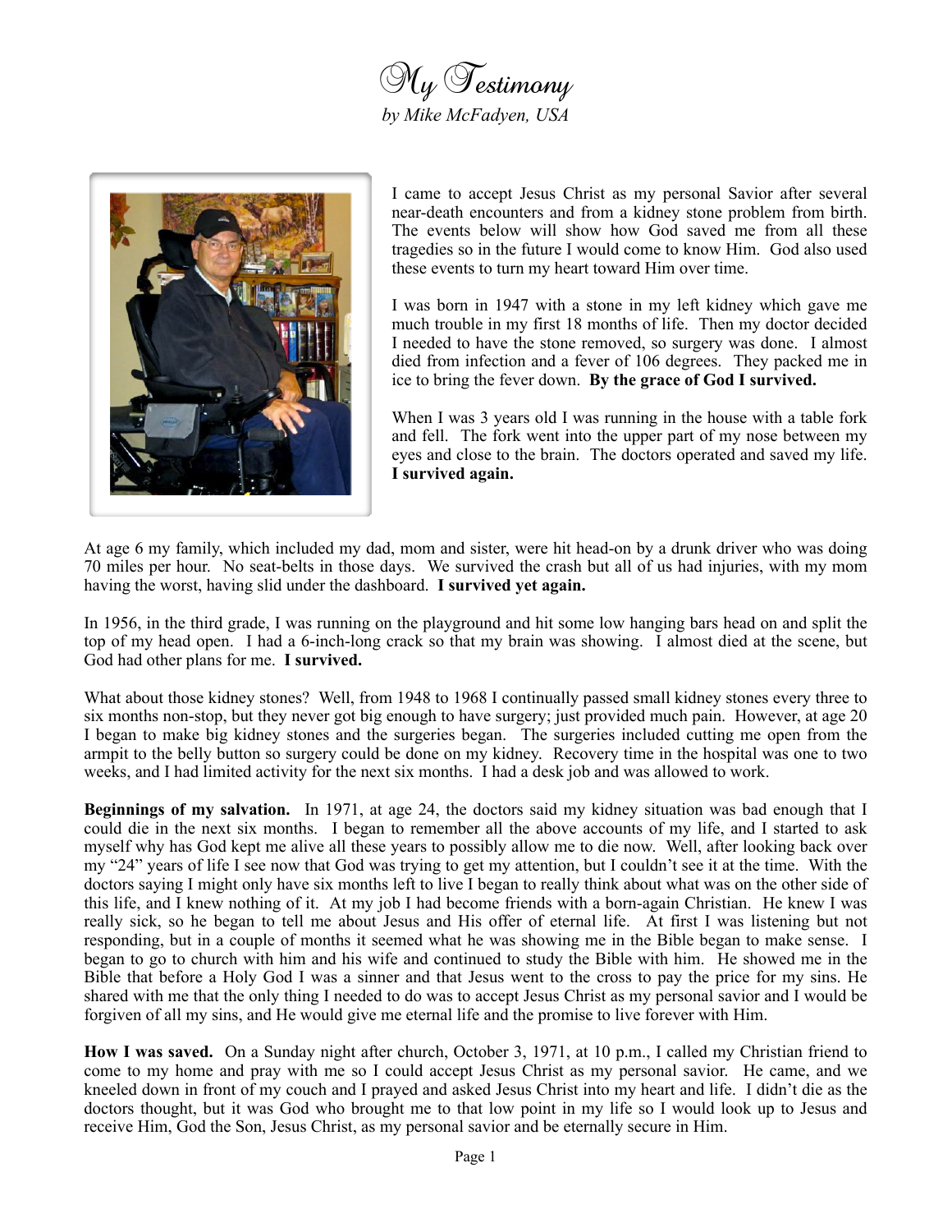# My Testimony

*by Mike McFadyen, USA*

I came to accept Jesus Christ as my personal Savior after several near-death encounters and from a kidney stone problem from birth. The events below will show how God saved me from all these tragedies so in the future I would come to know Him. God also used these events to turn my heart toward Him over time.

I was born in 1947 with a stone in my left kidney which gave me much trouble in my first 18 months of life. Then my doctor decided I needed to have the stone removed, so surgery was done. I almost died from infection and a fever of 106 degrees. They packed me in ice to bring the fever down. **By the grace of God I survived.**

When I was 3 years old I was running in the house with a table fork and fell. The fork went into the upper part of my nose between my eyes and close to the brain. The doctors operated and saved my life. **I survived again.**

At age 6 my family, which included my dad, mom and sister, were hit head-on by a drunk driver who was doing 70 miles per hour. No seat-belts in those days. We survived the crash but all of us had injuries, with my mom having the worst, having slid under the dashboard. **I survived yet again.**

In 1956, in the third grade, I was running on the playground and hit some low hanging bars head on and split the top of my head open. I had a 6-inch-long crack so that my brain was showing. I almost died at the scene, but God had other plans for me. **I survived.**

What about those kidney stones? Well, from 1948 to 1968 I continually passed small kidney stones every three to six months non-stop, but they never got big enough to have surgery; just provided much pain. However, at age 20 I began to make big kidney stones and the surgeries began. The surgeries included cutting me open from the armpit to the belly button so surgery could be done on my kidney. Recovery time in the hospital was one to two weeks, and I had limited activity for the next six months. I had a desk job and was allowed to work.

**Beginnings of my salvation.** In 1971, at age 24, the doctors said my kidney situation was bad enough that I could die in the next six months. I began to remember all the above accounts of my life, and I started to ask myself why has God kept me alive all these years to possibly allow me to die now. Well, after looking back over my "24" years of life I see now that God was trying to get my attention, but I couldn't see it at the time. With the doctors saying I might only have six months left to live I began to really think about what was on the other side of this life, and I knew nothing of it. At my job I had become friends with a born-again Christian. He knew I was really sick, so he began to tell me about Jesus and His offer of eternal life. At first I was listening but not responding, but in a couple of months it seemed what he was showing me in the Bible began to make sense. I began to go to church with him and his wife and continued to study the Bible with him. He showed me in the Bible that before a Holy God I was a sinner and that Jesus went to the cross to pay the price for my sins. He shared with me that the only thing I needed to do was to accept Jesus Christ as my personal savior and I would be forgiven of all my sins, and He would give me eternal life and the promise to live forever with Him.

**How I was saved.** On a Sunday night after church, October 3, 1971, at 10 p.m., I called my Christian friend to come to my home and pray with me so I could accept Jesus Christ as my personal savior. He came, and we kneeled down in front of my couch and I prayed and asked Jesus Christ into my heart and life. I didn't die as the doctors thought, but it was God who brought me to that low point in my life so I would look up to Jesus and receive Him, God the Son, Jesus Christ, as my personal savior and be eternally secure in Him.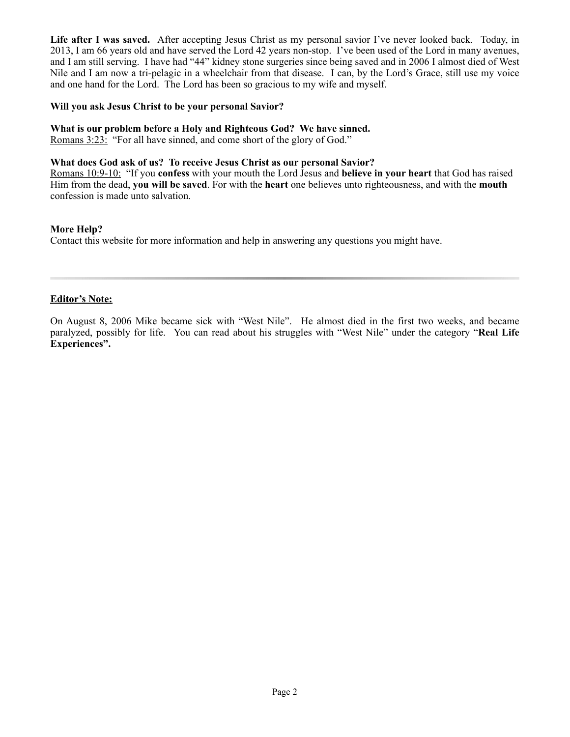**Life after I was saved.** After accepting Jesus Christ as my personal savior I've never looked back. Today, in 2013, I am 66 years old and have served the Lord 42 years non-stop. I've been used of the Lord in many avenues, and I am still serving. I have had "44" kidney stone surgeries since being saved and in 2006 I almost died of West Nile and I am now a tri-pelagic in a wheelchair from that disease. I can, by the Lord's Grace, still use my voice and one hand for the Lord. The Lord has been so gracious to my wife and myself.

**Will you ask Jesus Christ to be your personal Savior?**

**What is our problem before a Holy and Righteous God? We have sinned.**
Romans 3:23: "For all have sinned, and come short of the glory of God."

**What does God ask of us? To receive Jesus Christ as our personal Savior?**
Romans 10:9-10: "If you **confess** with your mouth the Lord Jesus and **believe in your heart** that God has raised Him from the dead, **you will be saved**. For with the **heart** one believes unto righteousness, and with the **mouth** confession is made unto salvation.

**More Help?**
Contact this website for more information and help in answering any questions you might have.

---

**Editor's Note:**

On August 8, 2006 Mike became sick with "West Nile". He almost died in the first two weeks, and became paralyzed, possibly for life. You can read about his struggles with "West Nile" under the category "**Real Life Experiences".**